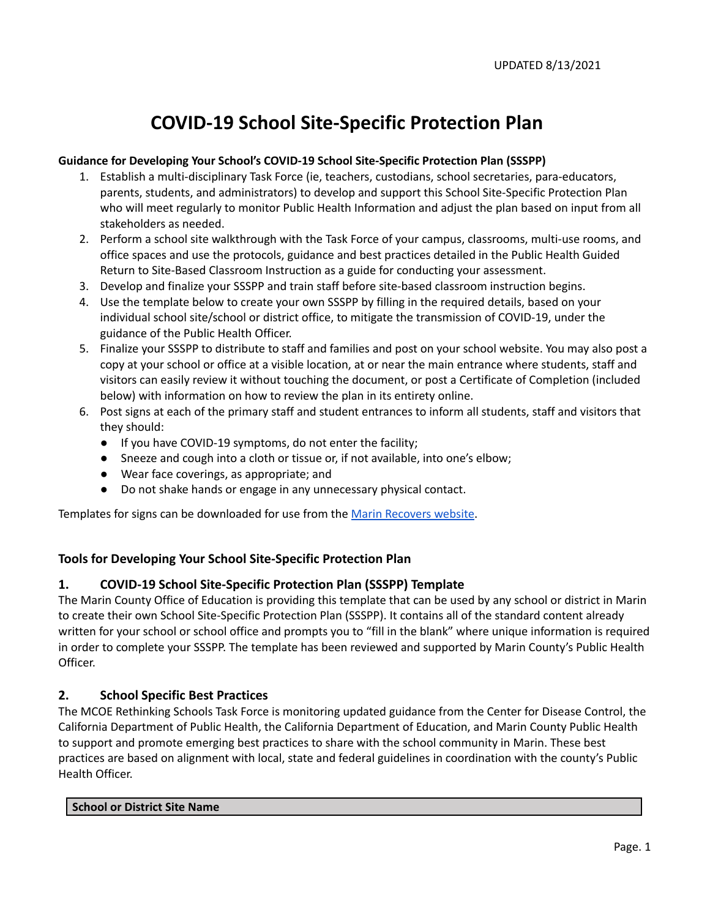UPDATED 8/13/2021

# COVID-19 School Site-Specific Protection Plan

**Guidance for Developing Your School's COVID-19 School Site-Specific Protection Plan (SSSPP)**

1. Establish a multi-disciplinary Task Force (ie, teachers, custodians, school secretaries, para-educators, parents, students, and administrators) to develop and support this School Site-Specific Protection Plan who will meet regularly to monitor Public Health Information and adjust the plan based on input from all stakeholders as needed.
2. Perform a school site walkthrough with the Task Force of your campus, classrooms, multi-use rooms, and office spaces and use the protocols, guidance and best practices detailed in the Public Health Guided Return to Site-Based Classroom Instruction as a guide for conducting your assessment.
3. Develop and finalize your SSSPP and train staff before site-based classroom instruction begins.
4. Use the template below to create your own SSSPP by filling in the required details, based on your individual school site/school or district office, to mitigate the transmission of COVID-19, under the guidance of the Public Health Officer.
5. Finalize your SSSPP to distribute to staff and families and post on your school website. You may also post a copy at your school or office at a visible location, at or near the main entrance where students, staff and visitors can easily review it without touching the document, or post a Certificate of Completion (included below) with information on how to review the plan in its entirety online.
6. Post signs at each of the primary staff and student entrances to inform all students, staff and visitors that they should:
   - If you have COVID-19 symptoms, do not enter the facility;
   - Sneeze and cough into a cloth or tissue or, if not available, into one's elbow;
   - Wear face coverings, as appropriate; and
   - Do not shake hands or engage in any unnecessary physical contact.

Templates for signs can be downloaded for use from the [Marin Recovers website](#).

## Tools for Developing Your School Site-Specific Protection Plan

### 1. COVID-19 School Site-Specific Protection Plan (SSSPP) Template

The Marin County Office of Education is providing this template that can be used by any school or district in Marin to create their own School Site-Specific Protection Plan (SSSPP). It contains all of the standard content already written for your school or school office and prompts you to "fill in the blank" where unique information is required in order to complete your SSSPP. The template has been reviewed and supported by Marin County's Public Health Officer.

### 2. School Specific Best Practices

The MCOE Rethinking Schools Task Force is monitoring updated guidance from the Center for Disease Control, the California Department of Public Health, the California Department of Education, and Marin County Public Health to support and promote emerging best practices to share with the school community in Marin. These best practices are based on alignment with local, state and federal guidelines in coordination with the county's Public Health Officer.

| **School or District Site Name** |
| --- |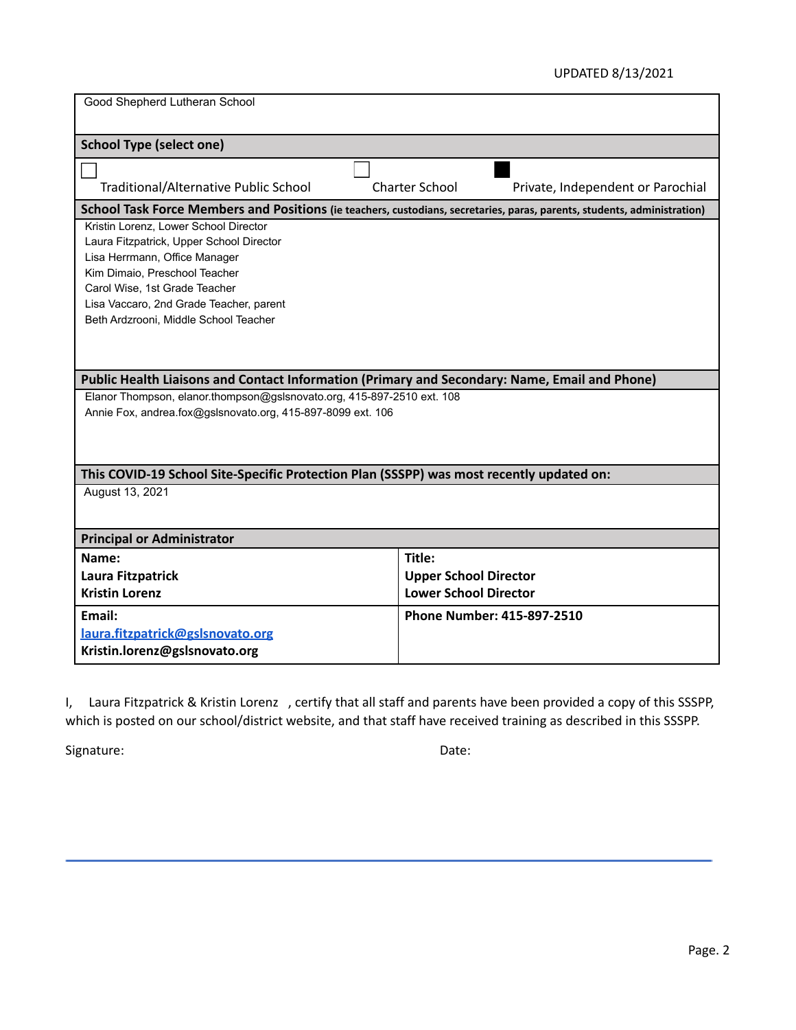UPDATED 8/13/2021

| Good Shepherd Lutheran School | |
|---|---|
| **School Type (select one)** | |
| ☐ Traditional/Alternative Public School &nbsp;&nbsp; ☐ Charter School &nbsp;&nbsp; ■ Private, Independent or Parochial | |
| **School Task Force Members and Positions (ie teachers, custodians, secretaries, paras, parents, students, administration)** | |
| Kristin Lorenz, Lower School Director<br>Laura Fitzpatrick, Upper School Director<br>Lisa Herrmann, Office Manager<br>Kim Dimaio, Preschool Teacher<br>Carol Wise, 1st Grade Teacher<br>Lisa Vaccaro, 2nd Grade Teacher, parent<br>Beth Ardzrooni, Middle School Teacher | |
| **Public Health Liaisons and Contact Information (Primary and Secondary: Name, Email and Phone)** | |
| Elanor Thompson, elanor.thompson@gslsnovato.org, 415-897-2510 ext. 108<br>Annie Fox, andrea.fox@gslsnovato.org, 415-897-8099 ext. 106 | |
| **This COVID-19 School Site-Specific Protection Plan (SSSPP) was most recently updated on:** | |
| August 13, 2021 | |
| **Principal or Administrator** | |
| **Name:**<br>**Laura Fitzpatrick**<br>**Kristin Lorenz** | **Title:**<br>**Upper School Director**<br>**Lower School Director** |
| **Email:**<br>**laura.fitzpatrick@gslsnovato.org**<br>**Kristin.lorenz@gslsnovato.org** | **Phone Number: 415-897-2510** |

I, Laura Fitzpatrick & Kristin Lorenz , certify that all staff and parents have been provided a copy of this SSSPP, which is posted on our school/district website, and that staff have received training as described in this SSSPP.

Signature: Date: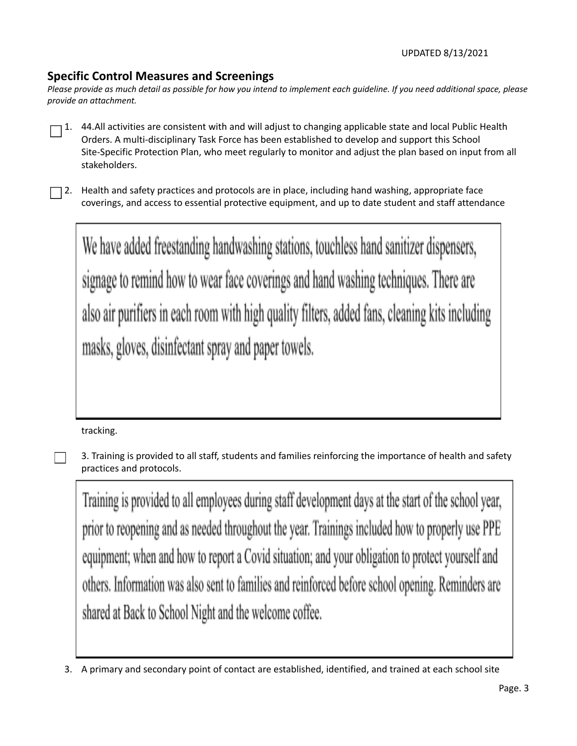## Specific Control Measures and Screenings

*Please provide as much detail as possible for how you intend to implement each guideline. If you need additional space, please provide an attachment.*

☐ 1. 44.All activities are consistent with and will adjust to changing applicable state and local Public Health Orders. A multi-disciplinary Task Force has been established to develop and support this School Site-Specific Protection Plan, who meet regularly to monitor and adjust the plan based on input from all stakeholders.

☐ 2. Health and safety practices and protocols are in place, including hand washing, appropriate face coverings, and access to essential protective equipment, and up to date student and staff attendance

> We have added freestanding handwashing stations, touchless hand sanitizer dispensers, signage to remind how to wear face coverings and hand washing techniques. There are also air purifiers in each room with high quality filters, added fans, cleaning kits including masks, gloves, disinfectant spray and paper towels.

tracking.

☐ 3. Training is provided to all staff, students and families reinforcing the importance of health and safety practices and protocols.

> Training is provided to all employees during staff development days at the start of the school year, prior to reopening and as needed throughout the year. Trainings included how to properly use PPE equipment; when and how to report a Covid situation; and your obligation to protect yourself and others. Information was also sent to families and reinforced before school opening. Reminders are shared at Back to School Night and the welcome coffee.

3. A primary and secondary point of contact are established, identified, and trained at each school site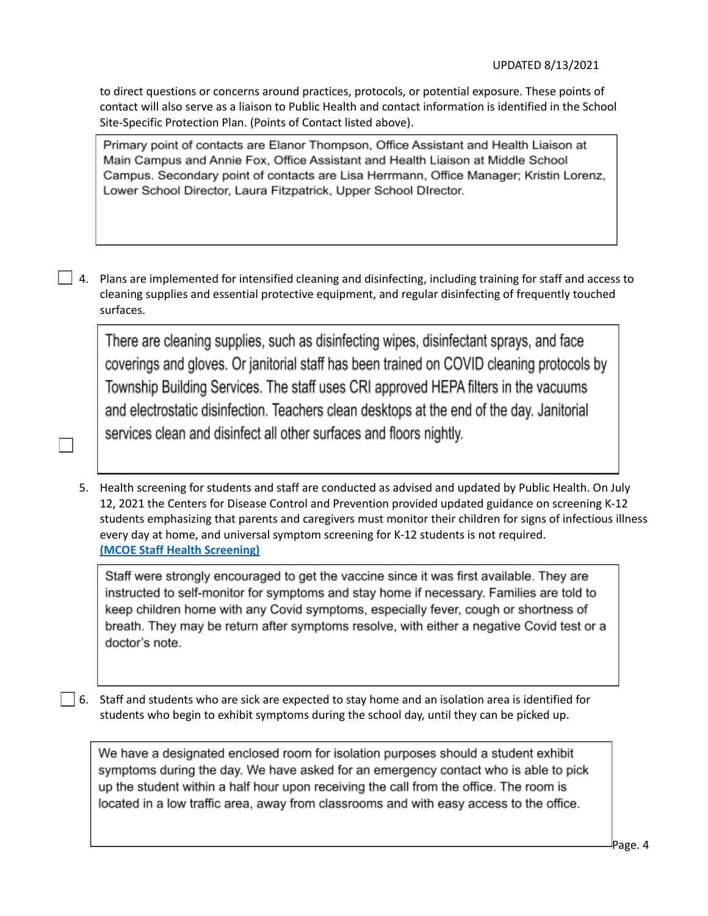to direct questions or concerns around practices, protocols, or potential exposure. These points of contact will also serve as a liaison to Public Health and contact information is identified in the School Site-Specific Protection Plan. (Points of Contact listed above).

> Primary point of contacts are Elanor Thompson, Office Assistant and Health Liaison at Main Campus and Annie Fox, Office Assistant and Health Liaison at Middle School Campus. Secondary point of contacts are Lisa Herrmann, Office Manager; Kristin Lorenz, Lower School Director, Laura Fitzpatrick, Upper School DIrector.

- [ ] 4. Plans are implemented for intensified cleaning and disinfecting, including training for staff and access to cleaning supplies and essential protective equipment, and regular disinfecting of frequently touched surfaces.

> There are cleaning supplies, such as disinfecting wipes, disinfectant sprays, and face coverings and gloves. Or janitorial staff has been trained on COVID cleaning protocols by Township Building Services. The staff uses CRI approved HEPA filters in the vacuums and electrostatic disinfection. Teachers clean desktops at the end of the day. Janitorial services clean and disinfect all other surfaces and floors nightly.

- [ ] 5. Health screening for students and staff are conducted as advised and updated by Public Health. On July 12, 2021 the Centers for Disease Control and Prevention provided updated guidance on screening K-12 students emphasizing that parents and caregivers must monitor their children for signs of infectious illness every day at home, and universal symptom screening for K-12 students is not required. **(MCOE Staff Health Screening)**

> Staff were strongly encouraged to get the vaccine since it was first available. They are instructed to self-monitor for symptoms and stay home if necessary. Families are told to keep children home with any Covid symptoms, especially fever, cough or shortness of breath. They may be return after symptoms resolve, with either a negative Covid test or a doctor's note.

- [ ] 6. Staff and students who are sick are expected to stay home and an isolation area is identified for students who begin to exhibit symptoms during the school day, until they can be picked up.

> We have a designated enclosed room for isolation purposes should a student exhibit symptoms during the day. We have asked for an emergency contact who is able to pick up the student within a half hour upon receiving the call from the office. The room is located in a low traffic area, away from classrooms and with easy access to the office.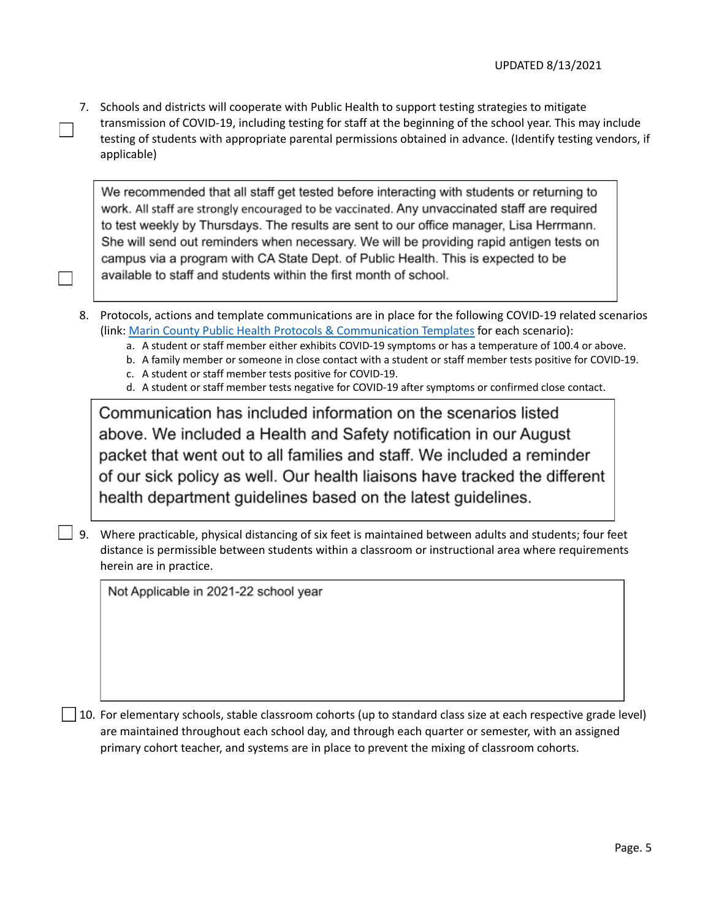7. Schools and districts will cooperate with Public Health to support testing strategies to mitigate transmission of COVID-19, including testing for staff at the beginning of the school year. This may include testing of students with appropriate parental permissions obtained in advance. (Identify testing vendors, if applicable)

> We recommended that all staff get tested before interacting with students or returning to work. All staff are strongly encouraged to be vaccinated. Any unvaccinated staff are required to test weekly by Thursdays. The results are sent to our office manager, Lisa Herrmann. She will send out reminders when necessary. We will be providing rapid antigen tests on campus via a program with CA State Dept. of Public Health. This is expected to be available to staff and students within the first month of school.

8. Protocols, actions and template communications are in place for the following COVID-19 related scenarios (link: [Marin County Public Health Protocols & Communication Templates]() for each scenario):
   a. A student or staff member either exhibits COVID-19 symptoms or has a temperature of 100.4 or above.
   b. A family member or someone in close contact with a student or staff member tests positive for COVID-19.
   c. A student or staff member tests positive for COVID-19.
   d. A student or staff member tests negative for COVID-19 after symptoms or confirmed close contact.

> Communication has included information on the scenarios listed above. We included a Health and Safety notification in our August packet that went out to all families and staff. We included a reminder of our sick policy as well. Our health liaisons have tracked the different health department guidelines based on the latest guidelines.

9. Where practicable, physical distancing of six feet is maintained between adults and students; four feet distance is permissible between students within a classroom or instructional area where requirements herein are in practice.

> Not Applicable in 2021-22 school year

10. For elementary schools, stable classroom cohorts (up to standard class size at each respective grade level) are maintained throughout each school day, and through each quarter or semester, with an assigned primary cohort teacher, and systems are in place to prevent the mixing of classroom cohorts.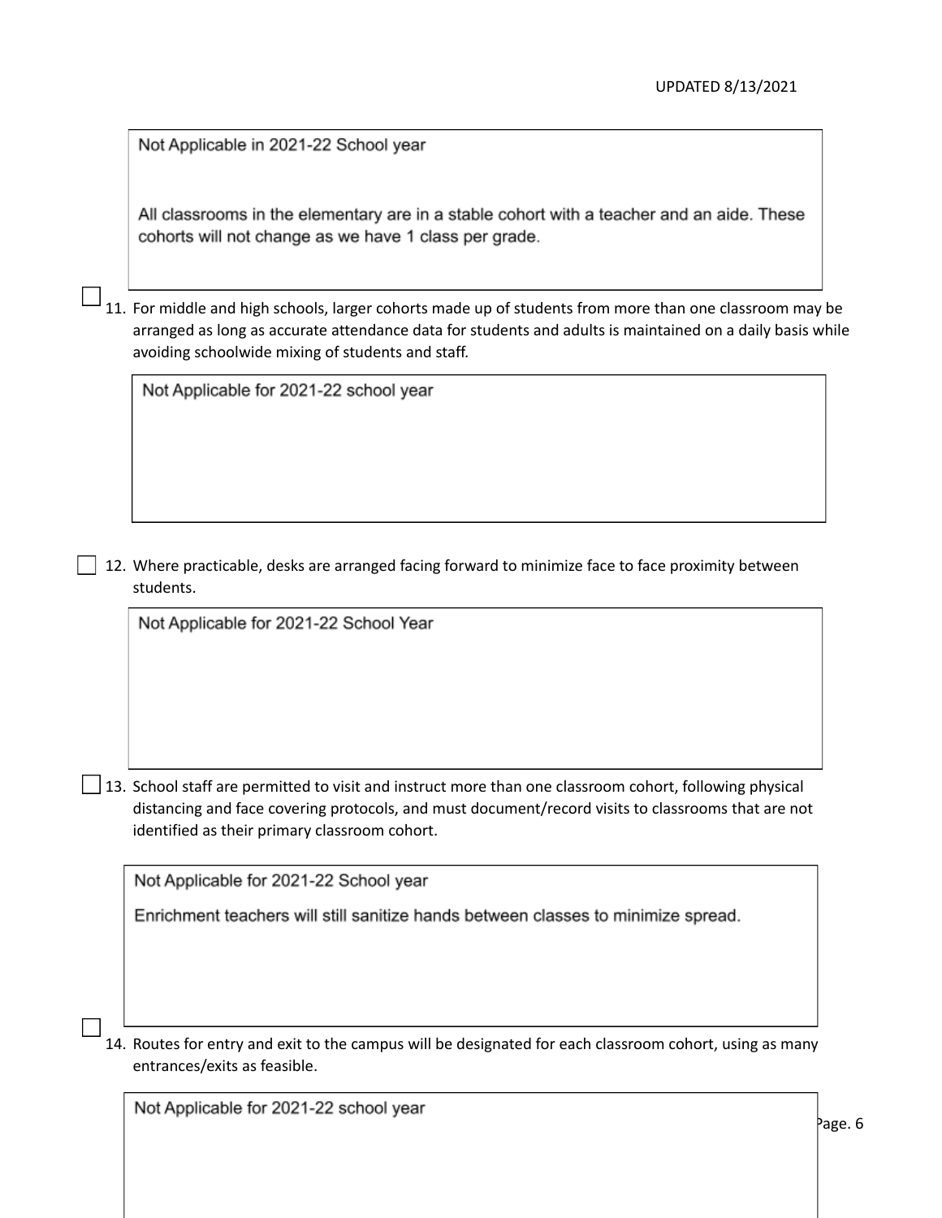Not Applicable in 2021-22 School year

All classrooms in the elementary are in a stable cohort with a teacher and an aide. These cohorts will not change as we have 1 class per grade.

☐ 11. For middle and high schools, larger cohorts made up of students from more than one classroom may be arranged as long as accurate attendance data for students and adults is maintained on a daily basis while avoiding schoolwide mixing of students and staff.

Not Applicable for 2021-22 school year

☐ 12. Where practicable, desks are arranged facing forward to minimize face to face proximity between students.

Not Applicable for 2021-22 School Year

☐ 13. School staff are permitted to visit and instruct more than one classroom cohort, following physical distancing and face covering protocols, and must document/record visits to classrooms that are not identified as their primary classroom cohort.

Not Applicable for 2021-22 School year

Enrichment teachers will still sanitize hands between classes to minimize spread.

☐ 14. Routes for entry and exit to the campus will be designated for each classroom cohort, using as many entrances/exits as feasible.

Not Applicable for 2021-22 school year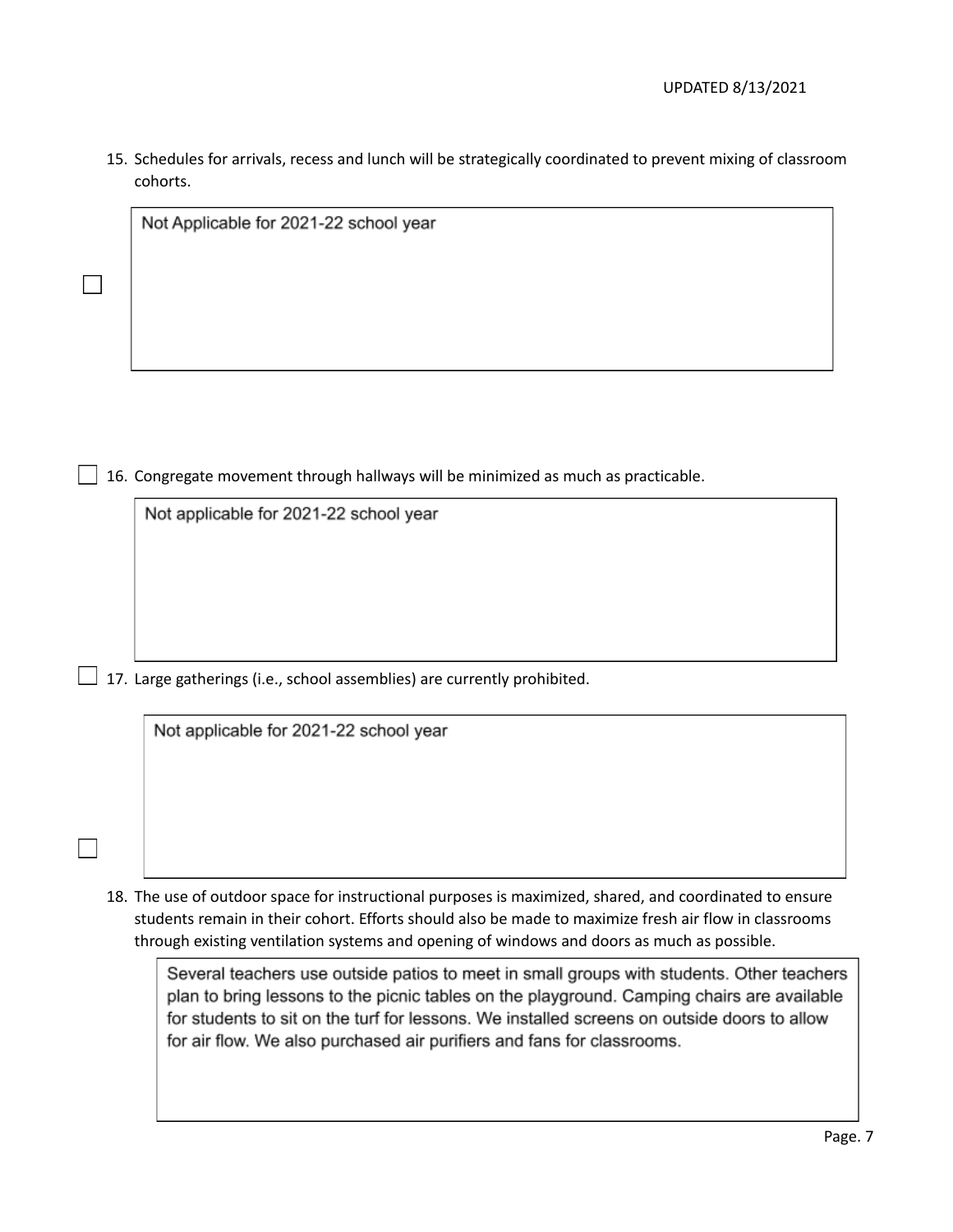15. Schedules for arrivals, recess and lunch will be strategically coordinated to prevent mixing of classroom cohorts.

☐ Not Applicable for 2021-22 school year

☐ 16. Congregate movement through hallways will be minimized as much as practicable.

Not applicable for 2021-22 school year

☐ 17. Large gatherings (i.e., school assemblies) are currently prohibited.

☐ Not applicable for 2021-22 school year

18. The use of outdoor space for instructional purposes is maximized, shared, and coordinated to ensure students remain in their cohort. Efforts should also be made to maximize fresh air flow in classrooms through existing ventilation systems and opening of windows and doors as much as possible.

Several teachers use outside patios to meet in small groups with students. Other teachers plan to bring lessons to the picnic tables on the playground. Camping chairs are available for students to sit on the turf for lessons. We installed screens on outside doors to allow for air flow. We also purchased air purifiers and fans for classrooms.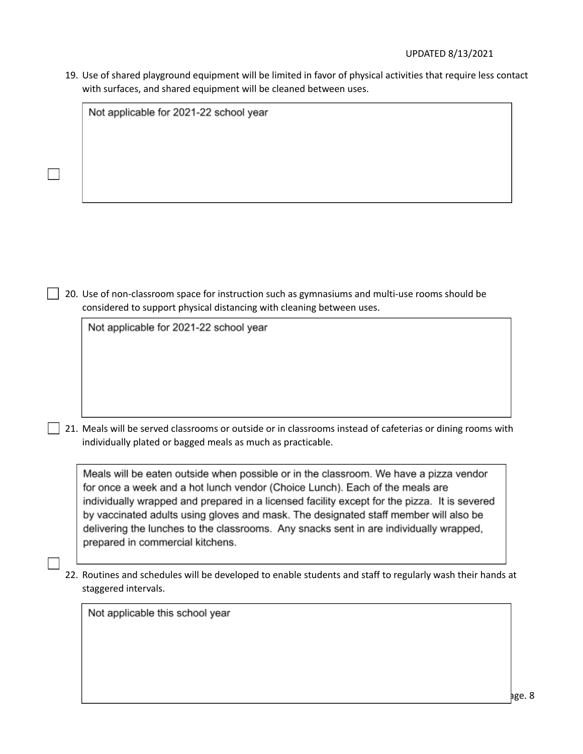19. Use of shared playground equipment will be limited in favor of physical activities that require less contact with surfaces, and shared equipment will be cleaned between uses.

☐ Not applicable for 2021-22 school year

20. ☐ Use of non-classroom space for instruction such as gymnasiums and multi-use rooms should be considered to support physical distancing with cleaning between uses.

Not applicable for 2021-22 school year

21. ☐ Meals will be served classrooms or outside or in classrooms instead of cafeterias or dining rooms with individually plated or bagged meals as much as practicable.

Meals will be eaten outside when possible or in the classroom. We have a pizza vendor for once a week and a hot lunch vendor (Choice Lunch). Each of the meals are individually wrapped and prepared in a licensed facility except for the pizza. It is severed by vaccinated adults using gloves and mask. The designated staff member will also be delivering the lunches to the classrooms. Any snacks sent in are individually wrapped, prepared in commercial kitchens.

22. ☐ Routines and schedules will be developed to enable students and staff to regularly wash their hands at staggered intervals.

Not applicable this school year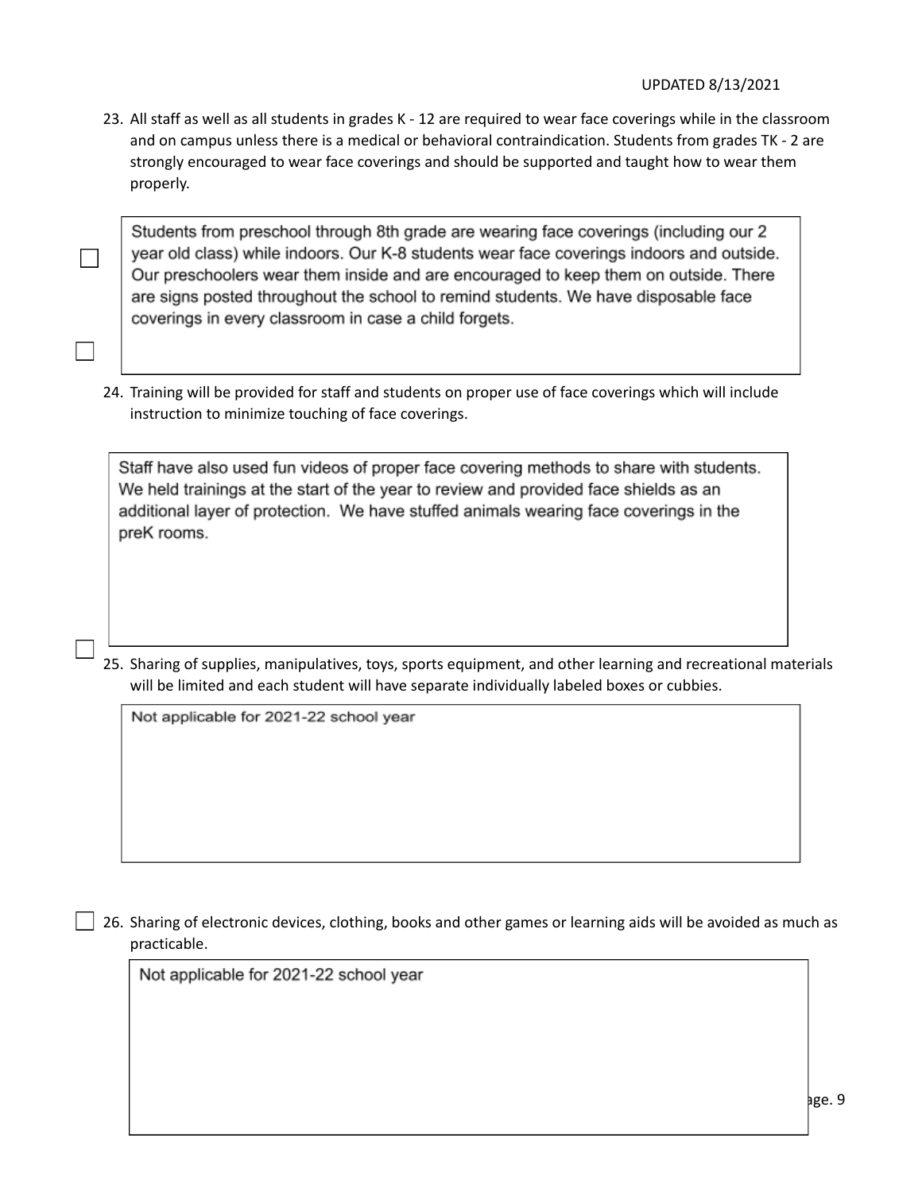23. All staff as well as all students in grades K - 12 are required to wear face coverings while in the classroom and on campus unless there is a medical or behavioral contraindication. Students from grades TK - 2 are strongly encouraged to wear face coverings and should be supported and taught how to wear them properly.

> Students from preschool through 8th grade are wearing face coverings (including our 2 year old class) while indoors. Our K-8 students wear face coverings indoors and outside. Our preschoolers wear them inside and are encouraged to keep them on outside. There are signs posted throughout the school to remind students. We have disposable face coverings in every classroom in case a child forgets.

24. Training will be provided for staff and students on proper use of face coverings which will include instruction to minimize touching of face coverings.

> Staff have also used fun videos of proper face covering methods to share with students. We held trainings at the start of the year to review and provided face shields as an additional layer of protection. We have stuffed animals wearing face coverings in the preK rooms.

25. Sharing of supplies, manipulatives, toys, sports equipment, and other learning and recreational materials will be limited and each student will have separate individually labeled boxes or cubbies.

> Not applicable for 2021-22 school year

26. Sharing of electronic devices, clothing, books and other games or learning aids will be avoided as much as practicable.

> Not applicable for 2021-22 school year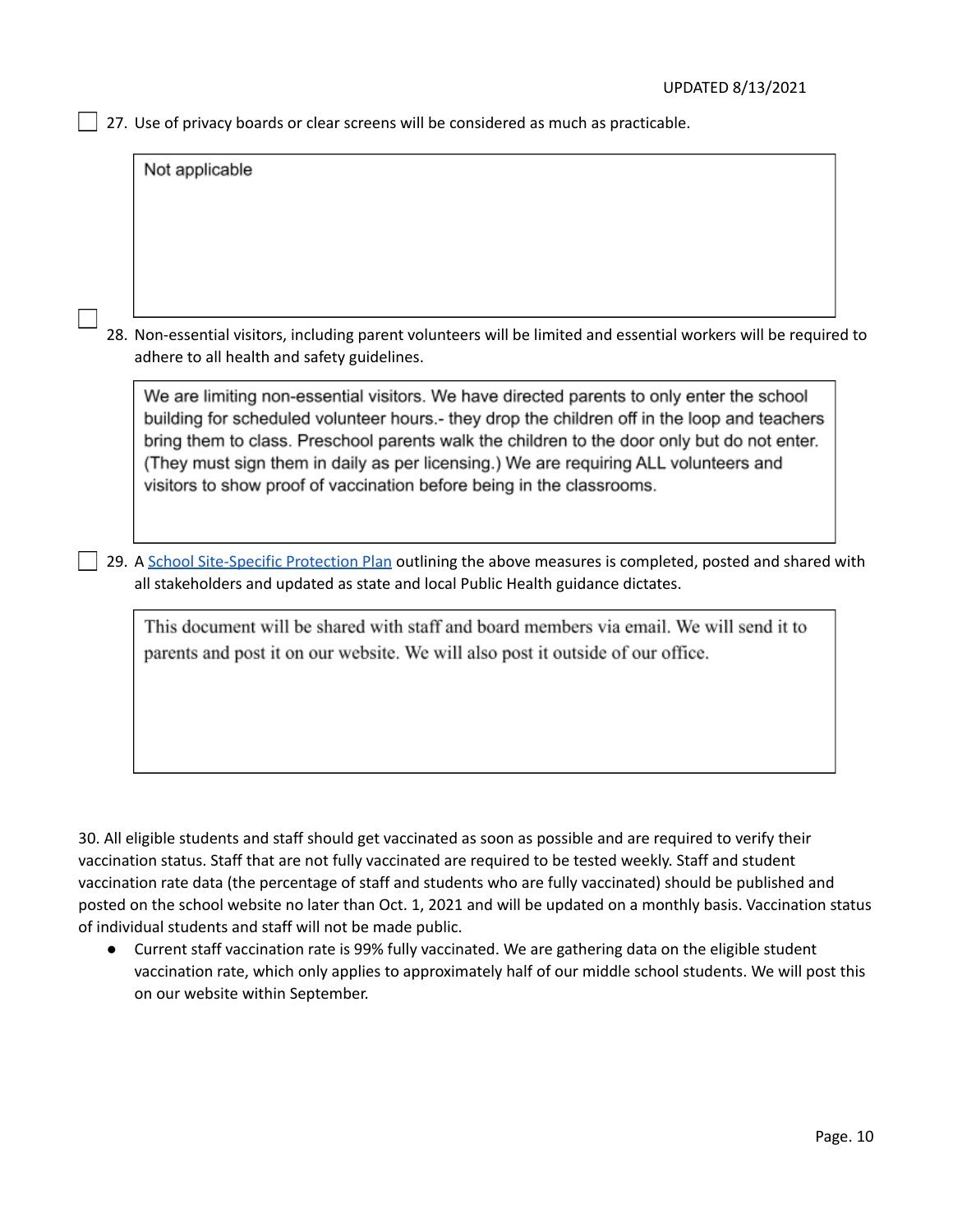UPDATED 8/13/2021

- [ ] 27. Use of privacy boards or clear screens will be considered as much as practicable.

> Not applicable

- [ ] 28. Non-essential visitors, including parent volunteers will be limited and essential workers will be required to adhere to all health and safety guidelines.

> We are limiting non-essential visitors. We have directed parents to only enter the school building for scheduled volunteer hours.- they drop the children off in the loop and teachers bring them to class. Preschool parents walk the children to the door only but do not enter. (They must sign them in daily as per licensing.) We are requiring ALL volunteers and visitors to show proof of vaccination before being in the classrooms.

- [ ] 29. A School Site-Specific Protection Plan outlining the above measures is completed, posted and shared with all stakeholders and updated as state and local Public Health guidance dictates.

> This document will be shared with staff and board members via email. We will send it to parents and post it on our website. We will also post it outside of our office.

30. All eligible students and staff should get vaccinated as soon as possible and are required to verify their vaccination status. Staff that are not fully vaccinated are required to be tested weekly. Staff and student vaccination rate data (the percentage of staff and students who are fully vaccinated) should be published and posted on the school website no later than Oct. 1, 2021 and will be updated on a monthly basis. Vaccination status of individual students and staff will not be made public.

- Current staff vaccination rate is 99% fully vaccinated. We are gathering data on the eligible student vaccination rate, which only applies to approximately half of our middle school students. We will post this on our website within September.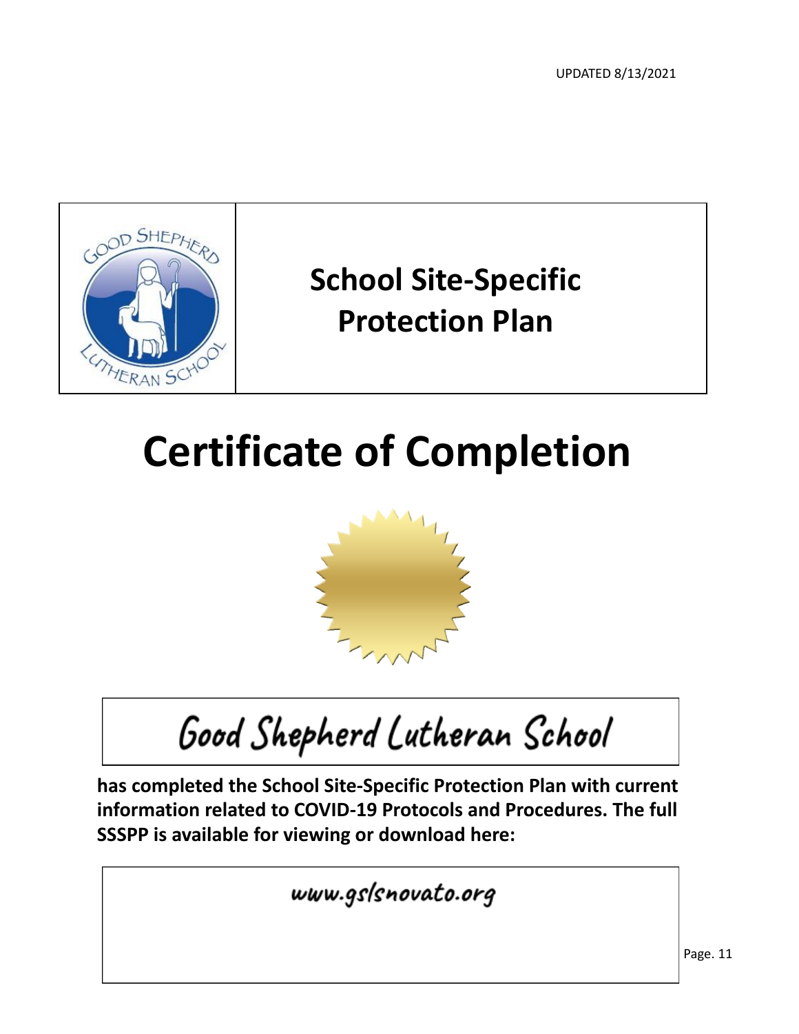UPDATED 8/13/2021

## School Site-Specific Protection Plan

# Certificate of Completion

Good Shepherd Lutheran School

**has completed the School Site-Specific Protection Plan with current information related to COVID-19 Protocols and Procedures. The full SSSPP is available for viewing or download here:**

www.gslsnovato.org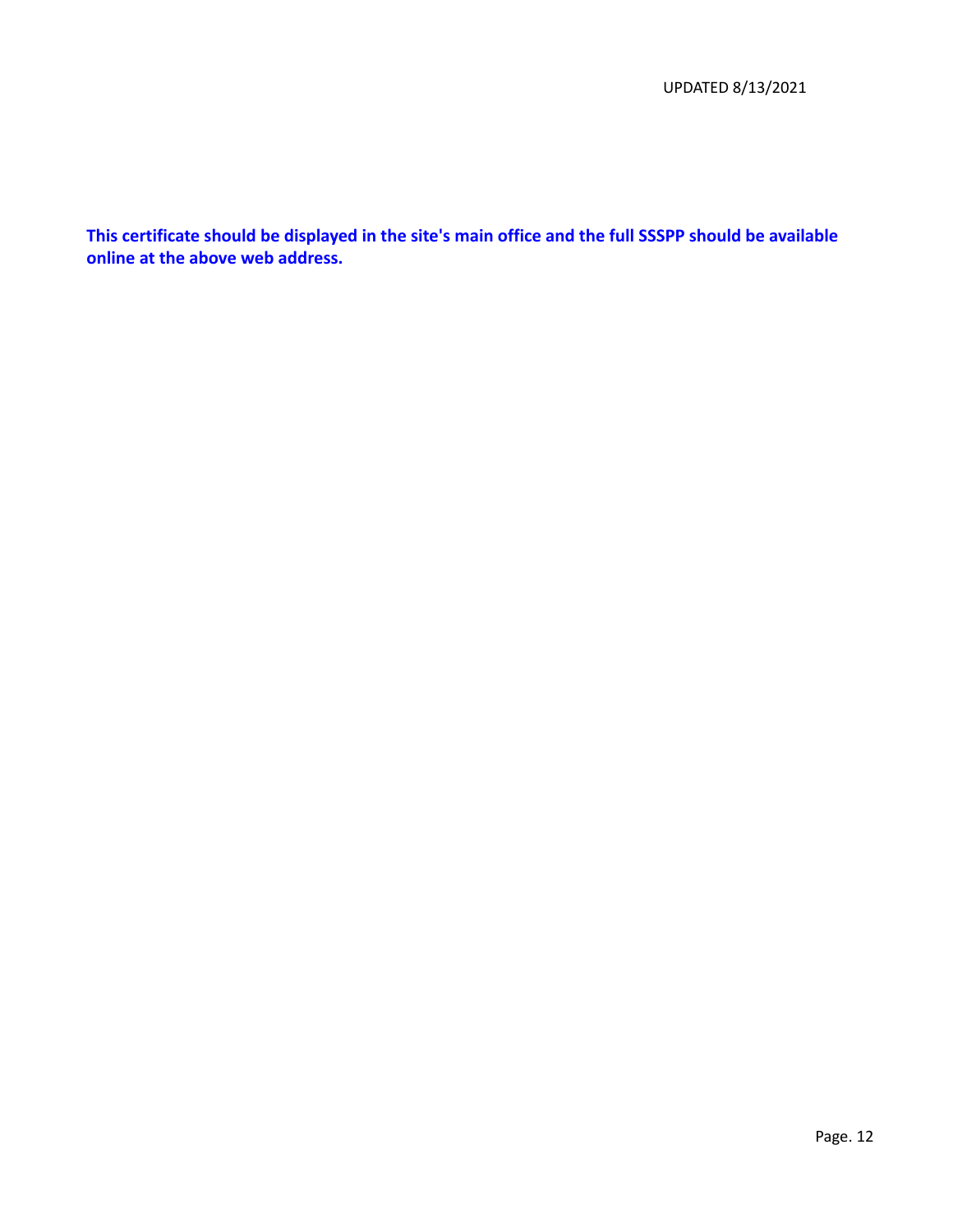UPDATED 8/13/2021

**This certificate should be displayed in the site's main office and the full SSSPP should be available online at the above web address.**